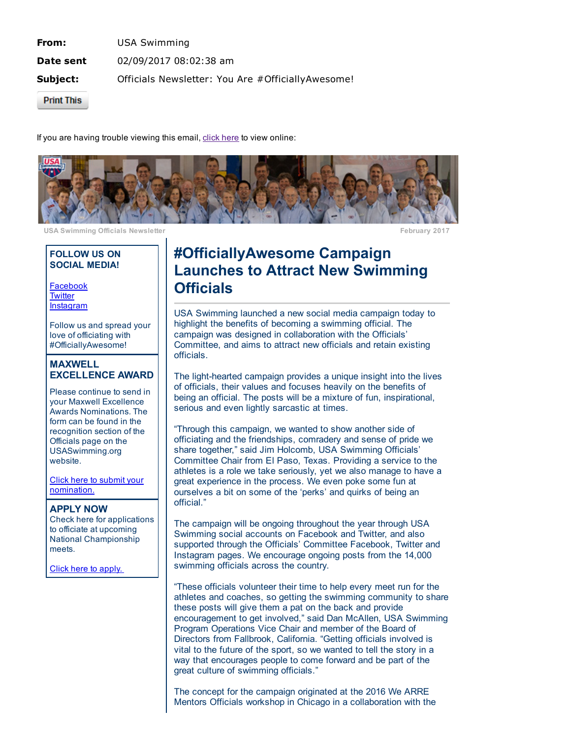**From:** USA Swimming

**Date sent** 02/09/2017 08:02:38 am

**Subject:** Officials Newsletter: You Are #OfficiallyAwesome!

Print This

If you are having trouble viewing this email, [click here] to view online:

USA Swimming Officials Newsletter — February 2017

# #OfficiallyAwesome Campaign Launches to Attract New Swimming Officials

USA Swimming launched a new social media campaign today to highlight the benefits of becoming a swimming official. The campaign was designed in collaboration with the Officials' Committee, and aims to attract new officials and retain existing officials.

The light-hearted campaign provides a unique insight into the lives of officials, their values and focuses heavily on the benefits of being an official. The posts will be a mixture of fun, inspirational, serious and even lightly sarcastic at times.

"Through this campaign, we wanted to show another side of officiating and the friendships, comradery and sense of pride we share together," said Jim Holcomb, USA Swimming Officials' Committee Chair from El Paso, Texas. Providing a service to the athletes is a role we take seriously, yet we also manage to have a great experience in the process. We even poke some fun at ourselves a bit on some of the 'perks' and quirks of being an official."

The campaign will be ongoing throughout the year through USA Swimming social accounts on Facebook and Twitter, and also supported through the Officials' Committee Facebook, Twitter and Instagram pages. We encourage ongoing posts from the 14,000 swimming officials across the country.

"These officials volunteer their time to help every meet run for the athletes and coaches, so getting the swimming community to share these posts will give them a pat on the back and provide encouragement to get involved," said Dan McAllen, USA Swimming Program Operations Vice Chair and member of the Board of Directors from Fallbrook, California. "Getting officials involved is vital to the future of the sport, so we wanted to tell the story in a way that encourages people to come forward and be part of the great culture of swimming officials."

The concept for the campaign originated at the 2016 We ARRE Mentors Officials workshop in Chicago in a collaboration with the

## FOLLOW US ON SOCIAL MEDIA!

[Facebook]
[Twitter]
[Instagram]

Follow us and spread your love of officiating with #OfficiallyAwesome!

## MAXWELL EXCELLENCE AWARD

Please continue to send in your Maxwell Excellence Awards Nominations. The form can be found in the recognition section of the Officials page on the USASwimming.org website.

[Click here to submit your nomination.]

## APPLY NOW

Check here for applications to officiate at upcoming National Championship meets.

[Click here to apply.]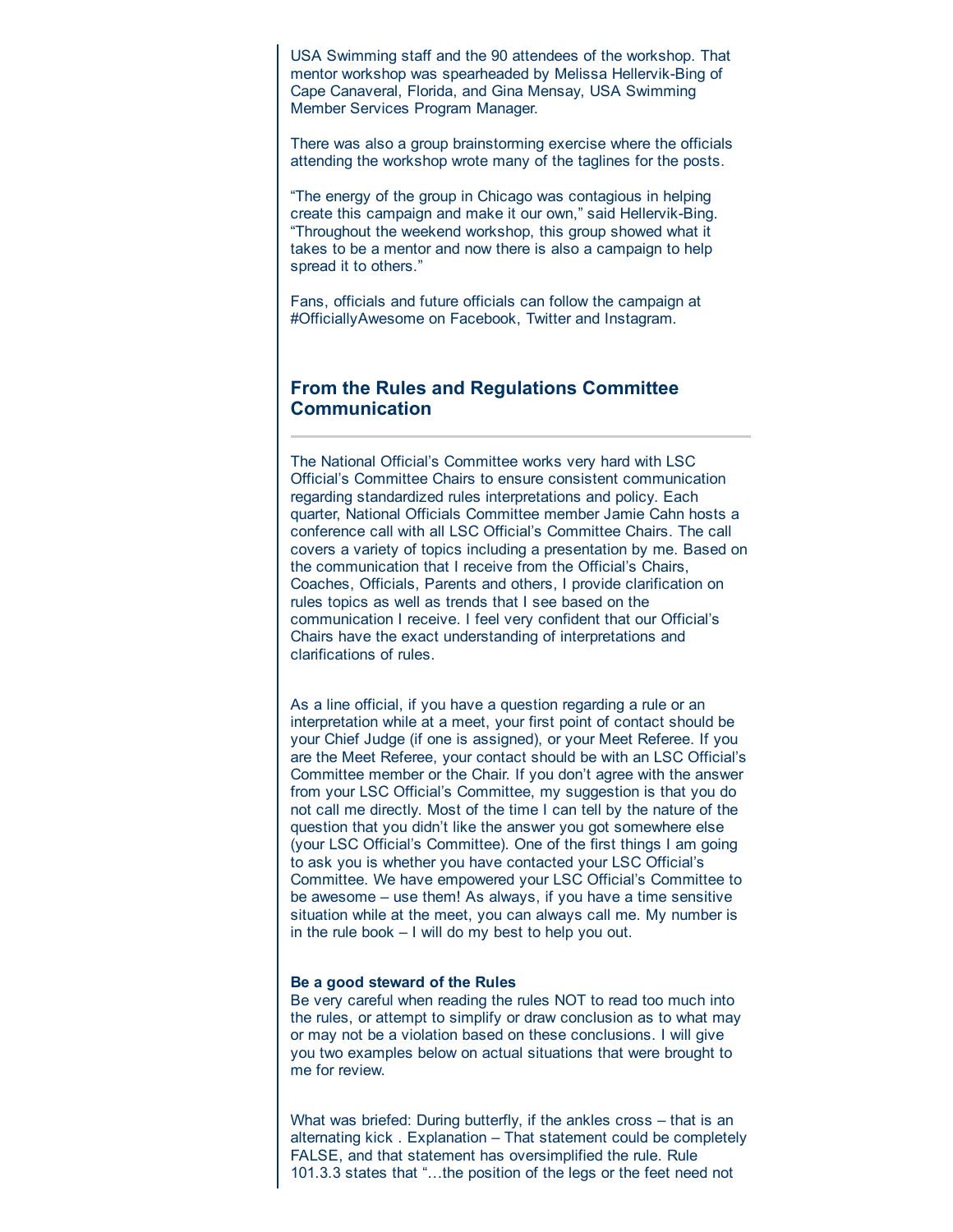USA Swimming staff and the 90 attendees of the workshop. That mentor workshop was spearheaded by Melissa Hellervik-Bing of Cape Canaveral, Florida, and Gina Mensay, USA Swimming Member Services Program Manager.

There was also a group brainstorming exercise where the officials attending the workshop wrote many of the taglines for the posts.

“The energy of the group in Chicago was contagious in helping create this campaign and make it our own,” said Hellervik-Bing. “Throughout the weekend workshop, this group showed what it takes to be a mentor and now there is also a campaign to help spread it to others.”

Fans, officials and future officials can follow the campaign at #OfficiallyAwesome on Facebook, Twitter and Instagram.

## From the Rules and Regulations Committee Communication

The National Official’s Committee works very hard with LSC Official’s Committee Chairs to ensure consistent communication regarding standardized rules interpretations and policy. Each quarter, National Officials Committee member Jamie Cahn hosts a conference call with all LSC Official’s Committee Chairs. The call covers a variety of topics including a presentation by me. Based on the communication that I receive from the Official’s Chairs, Coaches, Officials, Parents and others, I provide clarification on rules topics as well as trends that I see based on the communication I receive. I feel very confident that our Official’s Chairs have the exact understanding of interpretations and clarifications of rules.

As a line official, if you have a question regarding a rule or an interpretation while at a meet, your first point of contact should be your Chief Judge (if one is assigned), or your Meet Referee. If you are the Meet Referee, your contact should be with an LSC Official’s Committee member or the Chair. If you don’t agree with the answer from your LSC Official’s Committee, my suggestion is that you do not call me directly. Most of the time I can tell by the nature of the question that you didn’t like the answer you got somewhere else (your LSC Official’s Committee). One of the first things I am going to ask you is whether you have contacted your LSC Official’s Committee. We have empowered your LSC Official’s Committee to be awesome – use them! As always, if you have a time sensitive situation while at the meet, you can always call me. My number is in the rule book – I will do my best to help you out.

**Be a good steward of the Rules**

Be very careful when reading the rules NOT to read too much into the rules, or attempt to simplify or draw conclusion as to what may or may not be a violation based on these conclusions. I will give you two examples below on actual situations that were brought to me for review.

What was briefed: During butterfly, if the ankles cross – that is an alternating kick . Explanation – That statement could be completely FALSE, and that statement has oversimplified the rule. Rule 101.3.3 states that “…the position of the legs or the feet need not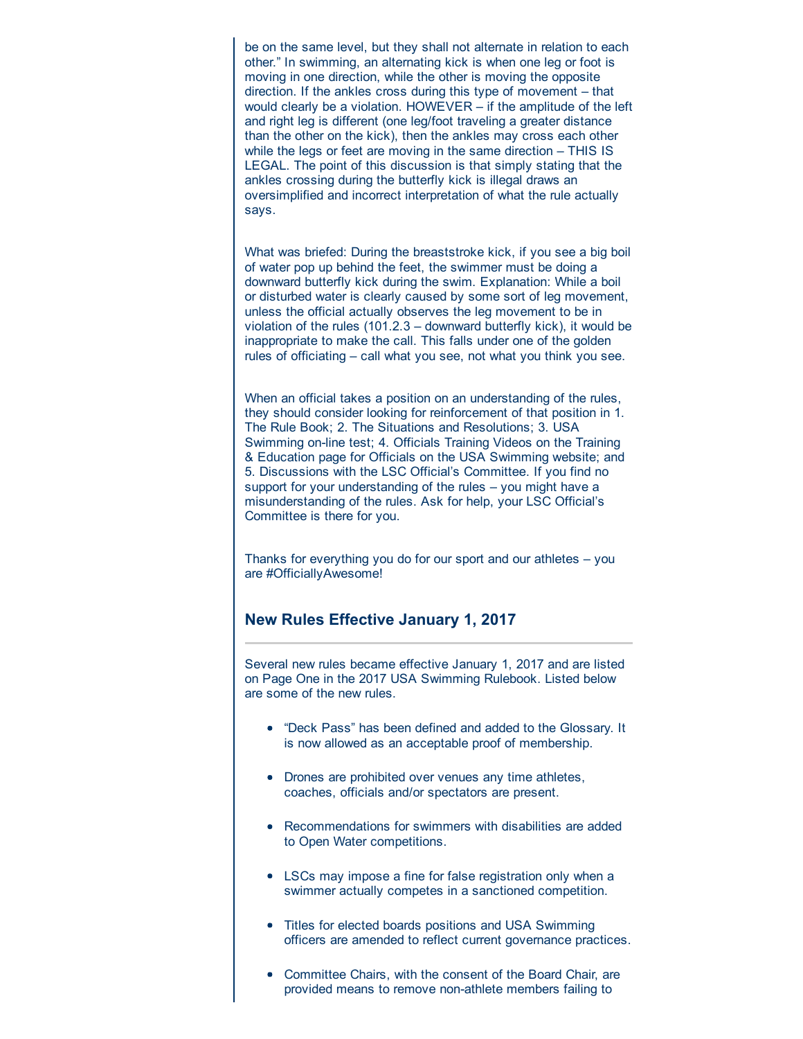be on the same level, but they shall not alternate in relation to each other." In swimming, an alternating kick is when one leg or foot is moving in one direction, while the other is moving the opposite direction. If the ankles cross during this type of movement – that would clearly be a violation. HOWEVER – if the amplitude of the left and right leg is different (one leg/foot traveling a greater distance than the other on the kick), then the ankles may cross each other while the legs or feet are moving in the same direction – THIS IS LEGAL. The point of this discussion is that simply stating that the ankles crossing during the butterfly kick is illegal draws an oversimplified and incorrect interpretation of what the rule actually says.

What was briefed: During the breaststroke kick, if you see a big boil of water pop up behind the feet, the swimmer must be doing a downward butterfly kick during the swim. Explanation: While a boil or disturbed water is clearly caused by some sort of leg movement, unless the official actually observes the leg movement to be in violation of the rules (101.2.3 – downward butterfly kick), it would be inappropriate to make the call. This falls under one of the golden rules of officiating – call what you see, not what you think you see.

When an official takes a position on an understanding of the rules, they should consider looking for reinforcement of that position in 1. The Rule Book; 2. The Situations and Resolutions; 3. USA Swimming on-line test; 4. Officials Training Videos on the Training & Education page for Officials on the USA Swimming website; and 5. Discussions with the LSC Official's Committee. If you find no support for your understanding of the rules – you might have a misunderstanding of the rules. Ask for help, your LSC Official's Committee is there for you.

Thanks for everything you do for our sport and our athletes – you are #OfficiallyAwesome!

### New Rules Effective January 1, 2017

Several new rules became effective January 1, 2017 and are listed on Page One in the 2017 USA Swimming Rulebook. Listed below are some of the new rules.

- "Deck Pass" has been defined and added to the Glossary. It is now allowed as an acceptable proof of membership.
- Drones are prohibited over venues any time athletes, coaches, officials and/or spectators are present.
- Recommendations for swimmers with disabilities are added to Open Water competitions.
- LSCs may impose a fine for false registration only when a swimmer actually competes in a sanctioned competition.
- Titles for elected boards positions and USA Swimming officers are amended to reflect current governance practices.
- Committee Chairs, with the consent of the Board Chair, are provided means to remove non-athlete members failing to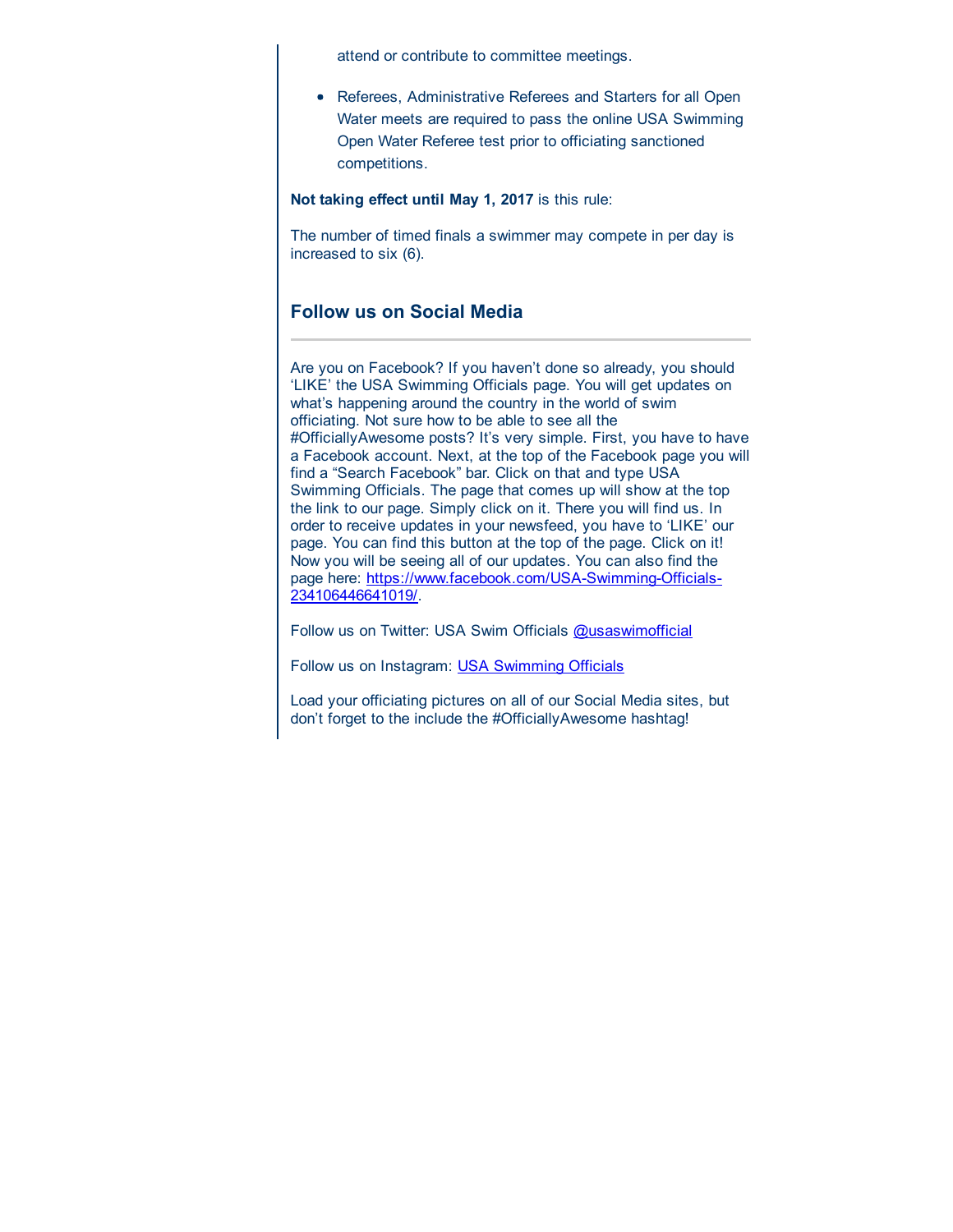attend or contribute to committee meetings.

- Referees, Administrative Referees and Starters for all Open Water meets are required to pass the online USA Swimming Open Water Referee test prior to officiating sanctioned competitions.

**Not taking effect until May 1, 2017** is this rule:

The number of timed finals a swimmer may compete in per day is increased to six (6).

## Follow us on Social Media

Are you on Facebook? If you haven't done so already, you should 'LIKE' the USA Swimming Officials page. You will get updates on what's happening around the country in the world of swim officiating. Not sure how to be able to see all the #OfficiallyAwesome posts? It's very simple. First, you have to have a Facebook account. Next, at the top of the Facebook page you will find a "Search Facebook" bar. Click on that and type USA Swimming Officials. The page that comes up will show at the top the link to our page. Simply click on it. There you will find us. In order to receive updates in your newsfeed, you have to 'LIKE' our page. You can find this button at the top of the page. Click on it! Now you will be seeing all of our updates. You can also find the page here: https://www.facebook.com/USA-Swimming-Officials-234106446641019/.

Follow us on Twitter: USA Swim Officials @usaswimofficial

Follow us on Instagram: USA Swimming Officials

Load your officiating pictures on all of our Social Media sites, but don't forget to the include the #OfficiallyAwesome hashtag!